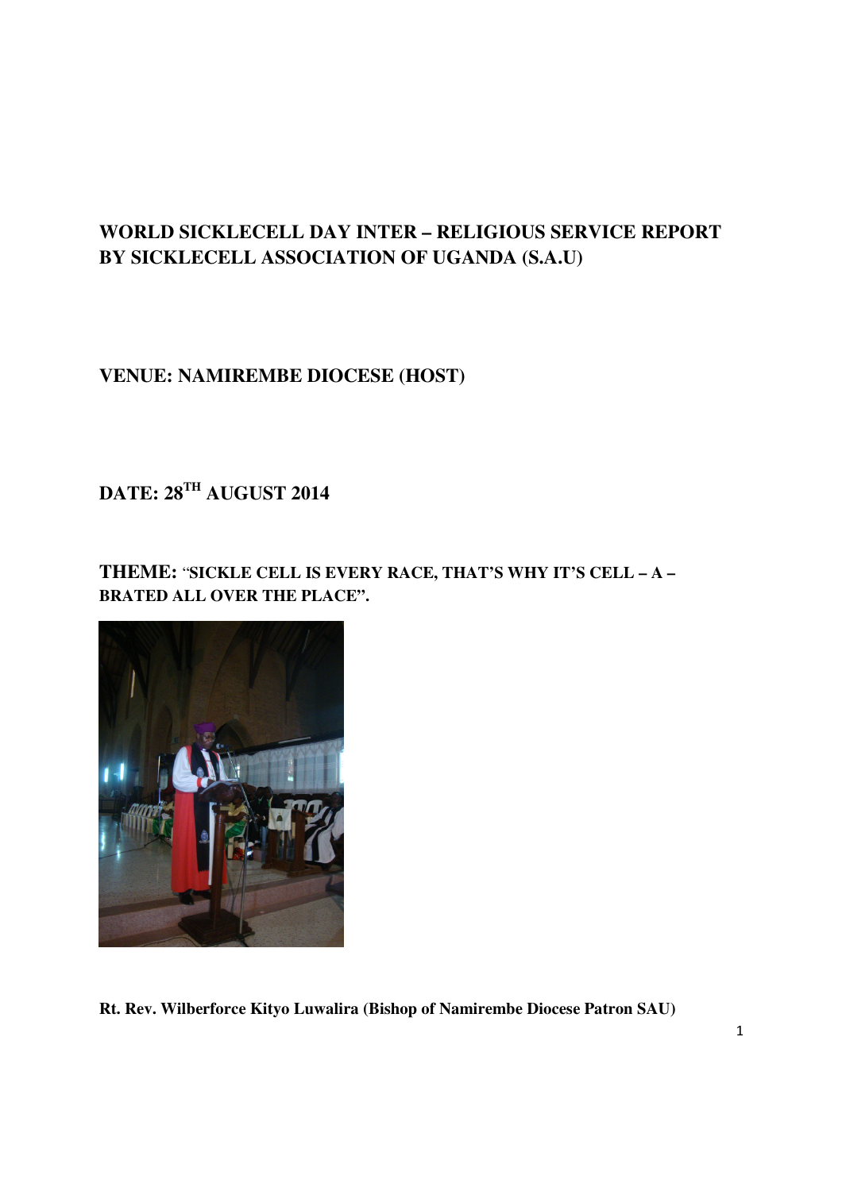# WORLD SICKLECELL DAY INTER – RELIGIOUS SERVICE REPORT BY SICKLECELL ASSOCIATION OF UGANDA (S.A.U)

**VENUE: NAMIREMBE DIOCESE (HOST)**

**DATE: 28TH AUGUST 2014**

**THEME: "SICKLE CELL IS EVERY RACE, THAT'S WHY IT'S CELL – A – BRATED ALL OVER THE PLACE".**

**Rt. Rev. Wilberforce Kityo Luwalira (Bishop of Namirembe Diocese Patron SAU)**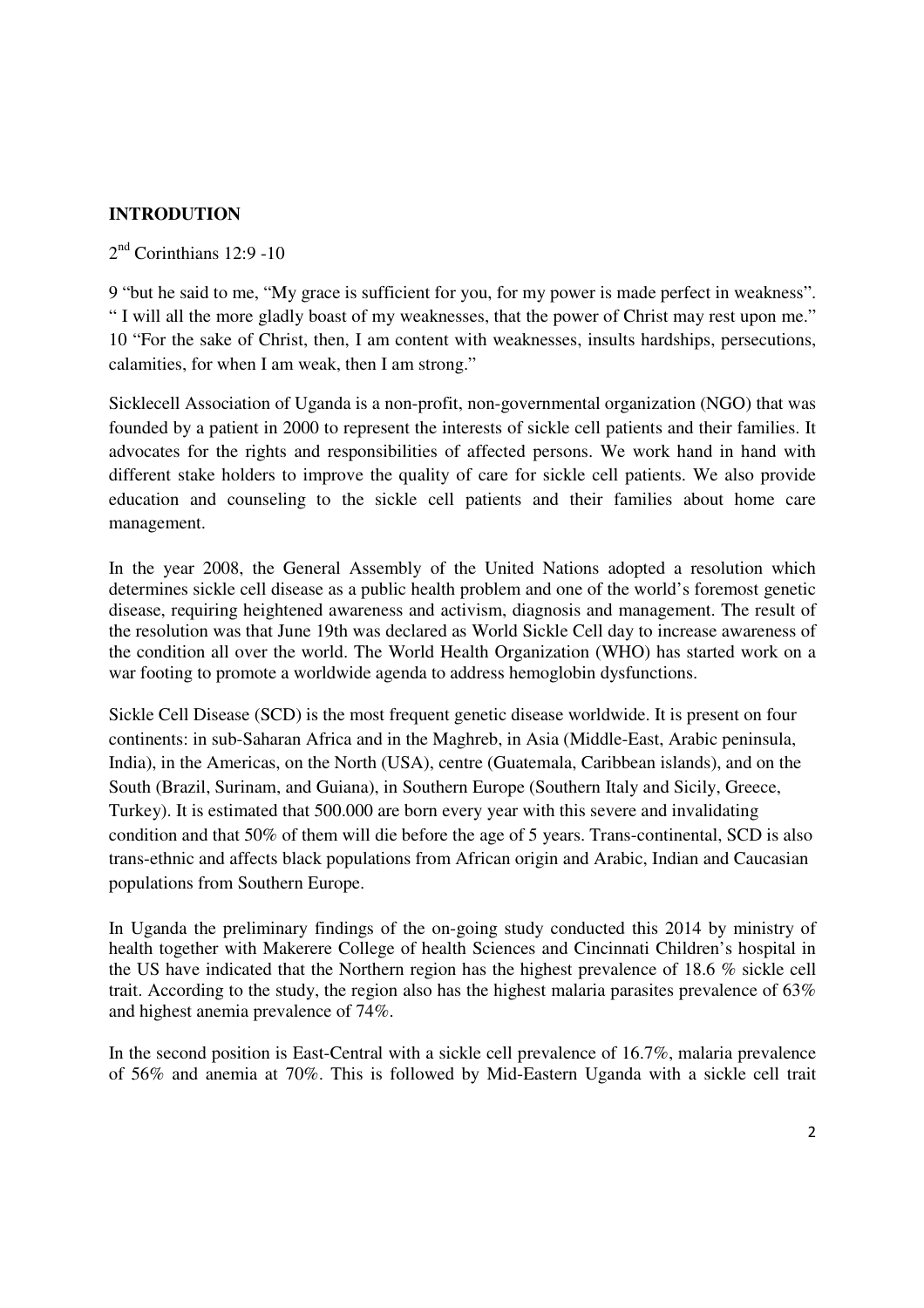**INTRODUTION**

2nd Corinthians 12:9 -10

9 "but he said to me, "My grace is sufficient for you, for my power is made perfect in weakness". " I will all the more gladly boast of my weaknesses, that the power of Christ may rest upon me." 10 "For the sake of Christ, then, I am content with weaknesses, insults hardships, persecutions, calamities, for when I am weak, then I am strong."

Sicklecell Association of Uganda is a non-profit, non-governmental organization (NGO) that was founded by a patient in 2000 to represent the interests of sickle cell patients and their families. It advocates for the rights and responsibilities of affected persons. We work hand in hand with different stake holders to improve the quality of care for sickle cell patients. We also provide education and counseling to the sickle cell patients and their families about home care management.

In the year 2008, the General Assembly of the United Nations adopted a resolution which determines sickle cell disease as a public health problem and one of the world's foremost genetic disease, requiring heightened awareness and activism, diagnosis and management. The result of the resolution was that June 19th was declared as World Sickle Cell day to increase awareness of the condition all over the world. The World Health Organization (WHO) has started work on a war footing to promote a worldwide agenda to address hemoglobin dysfunctions.

Sickle Cell Disease (SCD) is the most frequent genetic disease worldwide. It is present on four continents: in sub-Saharan Africa and in the Maghreb, in Asia (Middle-East, Arabic peninsula, India), in the Americas, on the North (USA), centre (Guatemala, Caribbean islands), and on the South (Brazil, Surinam, and Guiana), in Southern Europe (Southern Italy and Sicily, Greece, Turkey). It is estimated that 500.000 are born every year with this severe and invalidating condition and that 50% of them will die before the age of 5 years. Trans-continental, SCD is also trans-ethnic and affects black populations from African origin and Arabic, Indian and Caucasian populations from Southern Europe.

In Uganda the preliminary findings of the on-going study conducted this 2014 by ministry of health together with Makerere College of health Sciences and Cincinnati Children's hospital in the US have indicated that the Northern region has the highest prevalence of 18.6 % sickle cell trait. According to the study, the region also has the highest malaria parasites prevalence of 63% and highest anemia prevalence of 74%.

In the second position is East-Central with a sickle cell prevalence of 16.7%, malaria prevalence of 56% and anemia at 70%. This is followed by Mid-Eastern Uganda with a sickle cell trait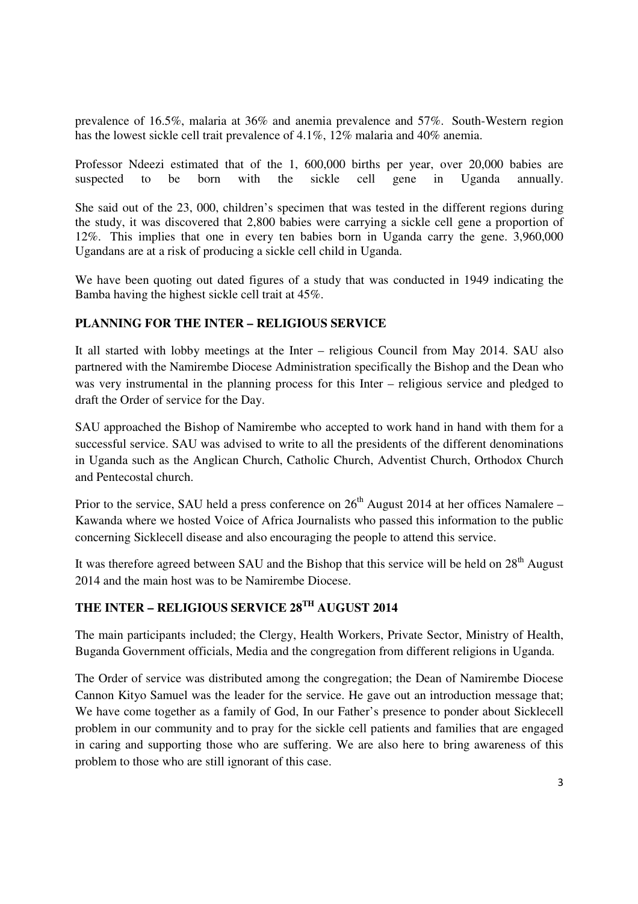prevalence of 16.5%, malaria at 36% and anemia prevalence and 57%. South-Western region has the lowest sickle cell trait prevalence of 4.1%, 12% malaria and 40% anemia.

Professor Ndeezi estimated that of the 1, 600,000 births per year, over 20,000 babies are suspected to be born with the sickle cell gene in Uganda annually.

She said out of the 23, 000, children's specimen that was tested in the different regions during the study, it was discovered that 2,800 babies were carrying a sickle cell gene a proportion of 12%. This implies that one in every ten babies born in Uganda carry the gene. 3,960,000 Ugandans are at a risk of producing a sickle cell child in Uganda.

We have been quoting out dated figures of a study that was conducted in 1949 indicating the Bamba having the highest sickle cell trait at 45%.

## PLANNING FOR THE INTER – RELIGIOUS SERVICE

It all started with lobby meetings at the Inter – religious Council from May 2014. SAU also partnered with the Namirembe Diocese Administration specifically the Bishop and the Dean who was very instrumental in the planning process for this Inter – religious service and pledged to draft the Order of service for the Day.

SAU approached the Bishop of Namirembe who accepted to work hand in hand with them for a successful service. SAU was advised to write to all the presidents of the different denominations in Uganda such as the Anglican Church, Catholic Church, Adventist Church, Orthodox Church and Pentecostal church.

Prior to the service, SAU held a press conference on 26th August 2014 at her offices Namalere – Kawanda where we hosted Voice of Africa Journalists who passed this information to the public concerning Sicklecell disease and also encouraging the people to attend this service.

It was therefore agreed between SAU and the Bishop that this service will be held on 28th August 2014 and the main host was to be Namirembe Diocese.

## THE INTER – RELIGIOUS SERVICE 28TH AUGUST 2014

The main participants included; the Clergy, Health Workers, Private Sector, Ministry of Health, Buganda Government officials, Media and the congregation from different religions in Uganda.

The Order of service was distributed among the congregation; the Dean of Namirembe Diocese Cannon Kityo Samuel was the leader for the service. He gave out an introduction message that; We have come together as a family of God, In our Father's presence to ponder about Sicklecell problem in our community and to pray for the sickle cell patients and families that are engaged in caring and supporting those who are suffering. We are also here to bring awareness of this problem to those who are still ignorant of this case.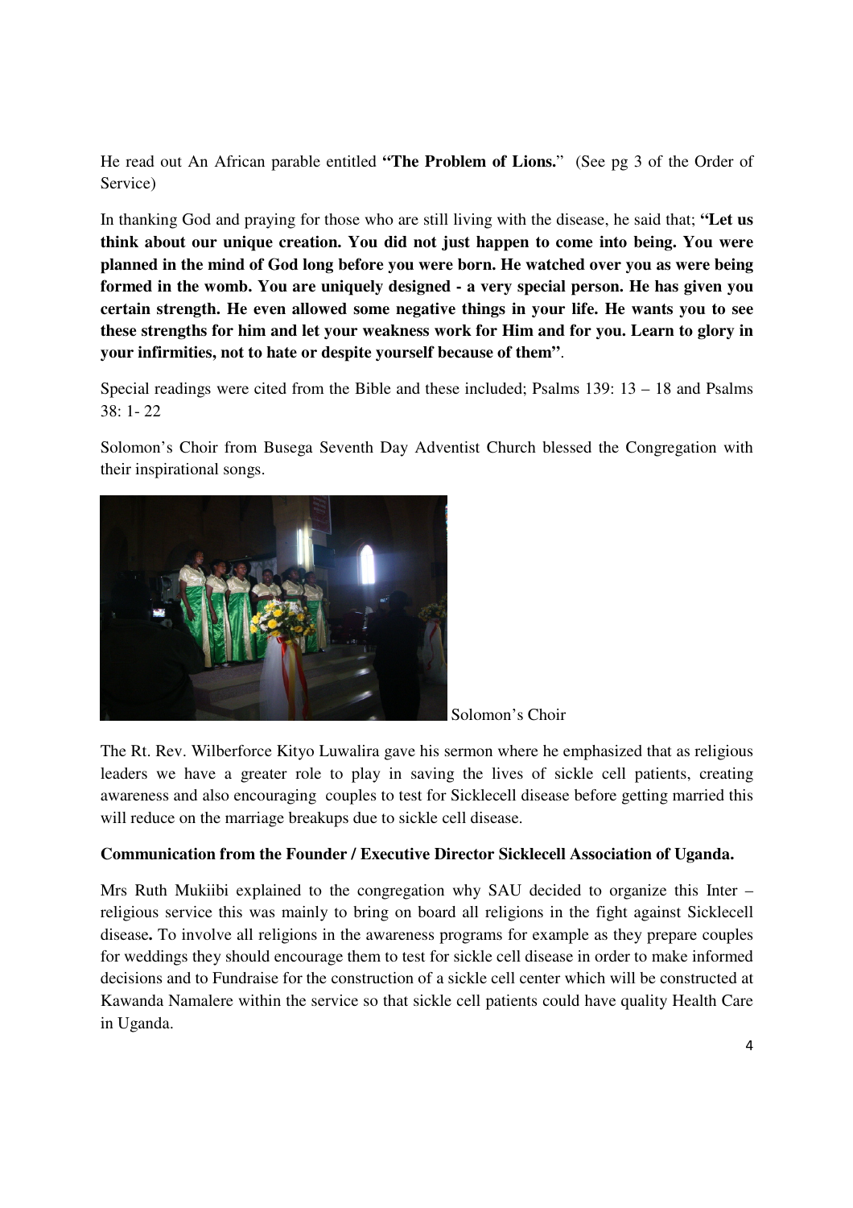He read out An African parable entitled **"The Problem of Lions."** (See pg 3 of the Order of Service)

In thanking God and praying for those who are still living with the disease, he said that; **"Let us think about our unique creation. You did not just happen to come into being. You were planned in the mind of God long before you were born. He watched over you as were being formed in the womb. You are uniquely designed - a very special person. He has given you certain strength. He even allowed some negative things in your life. He wants you to see these strengths for him and let your weakness work for Him and for you. Learn to glory in your infirmities, not to hate or despite yourself because of them"**.

Special readings were cited from the Bible and these included; Psalms 139: 13 – 18 and Psalms 38: 1- 22

Solomon's Choir from Busega Seventh Day Adventist Church blessed the Congregation with their inspirational songs.

Solomon's Choir

The Rt. Rev. Wilberforce Kityo Luwalira gave his sermon where he emphasized that as religious leaders we have a greater role to play in saving the lives of sickle cell patients, creating awareness and also encouraging couples to test for Sicklecell disease before getting married this will reduce on the marriage breakups due to sickle cell disease.

**Communication from the Founder / Executive Director Sicklecell Association of Uganda.**

Mrs Ruth Mukiibi explained to the congregation why SAU decided to organize this Inter – religious service this was mainly to bring on board all religions in the fight against Sicklecell disease**.** To involve all religions in the awareness programs for example as they prepare couples for weddings they should encourage them to test for sickle cell disease in order to make informed decisions and to Fundraise for the construction of a sickle cell center which will be constructed at Kawanda Namalere within the service so that sickle cell patients could have quality Health Care in Uganda.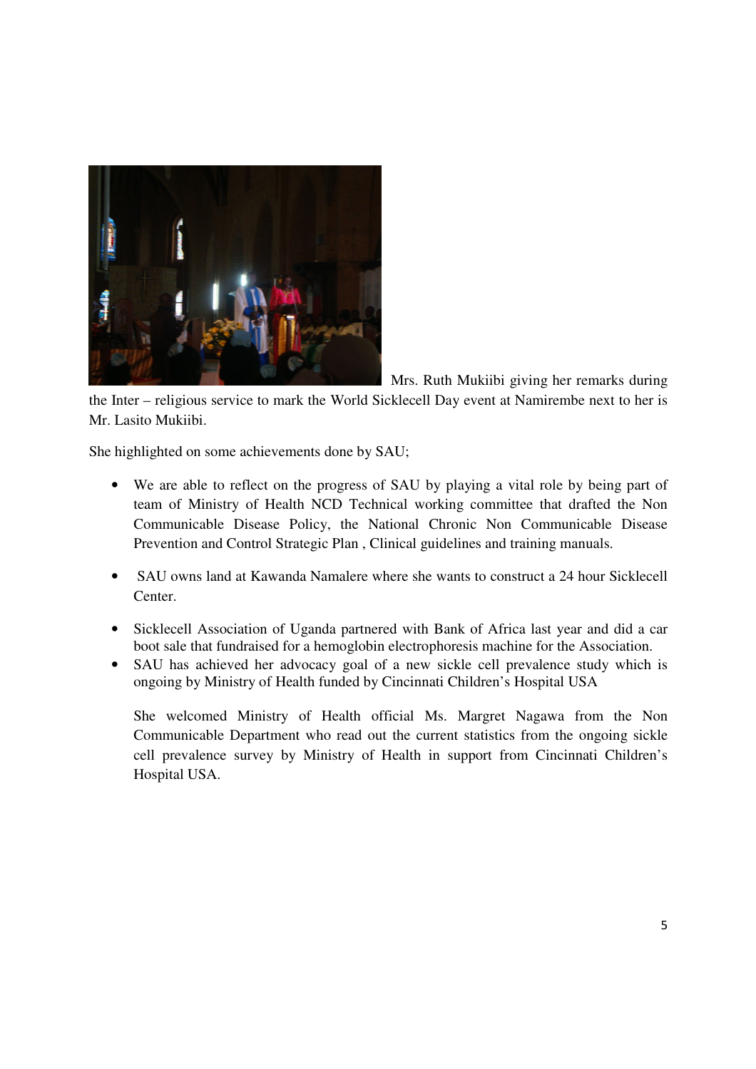Mrs. Ruth Mukiibi giving her remarks during the Inter – religious service to mark the World Sicklecell Day event at Namirembe next to her is Mr. Lasito Mukiibi.

She highlighted on some achievements done by SAU;

- We are able to reflect on the progress of SAU by playing a vital role by being part of team of Ministry of Health NCD Technical working committee that drafted the Non Communicable Disease Policy, the National Chronic Non Communicable Disease Prevention and Control Strategic Plan , Clinical guidelines and training manuals.

- SAU owns land at Kawanda Namalere where she wants to construct a 24 hour Sicklecell Center.

- Sicklecell Association of Uganda partnered with Bank of Africa last year and did a car boot sale that fundraised for a hemoglobin electrophoresis machine for the Association.
- SAU has achieved her advocacy goal of a new sickle cell prevalence study which is ongoing by Ministry of Health funded by Cincinnati Children's Hospital USA

  She welcomed Ministry of Health official Ms. Margret Nagawa from the Non Communicable Department who read out the current statistics from the ongoing sickle cell prevalence survey by Ministry of Health in support from Cincinnati Children's Hospital USA.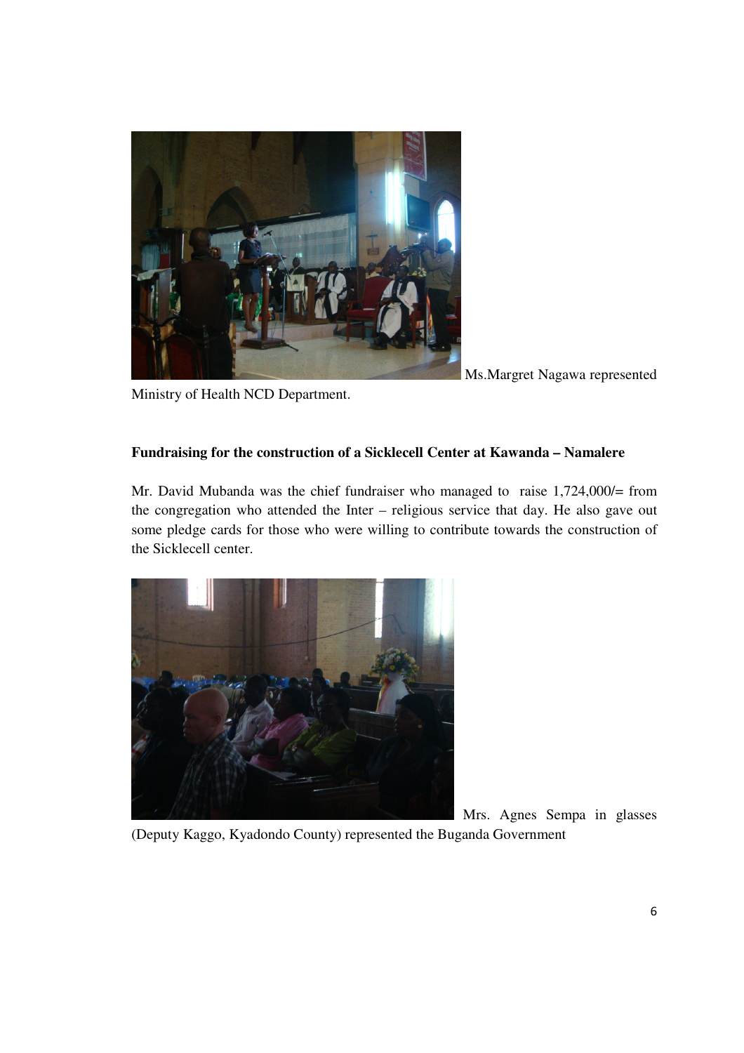Ms.Margret Nagawa represented Ministry of Health NCD Department.

**Fundraising for the construction of a Sicklecell Center at Kawanda – Namalere**

Mr. David Mubanda was the chief fundraiser who managed to raise 1,724,000/= from the congregation who attended the Inter – religious service that day. He also gave out some pledge cards for those who were willing to contribute towards the construction of the Sicklecell center.

Mrs. Agnes Sempa in glasses (Deputy Kaggo, Kyadondo County) represented the Buganda Government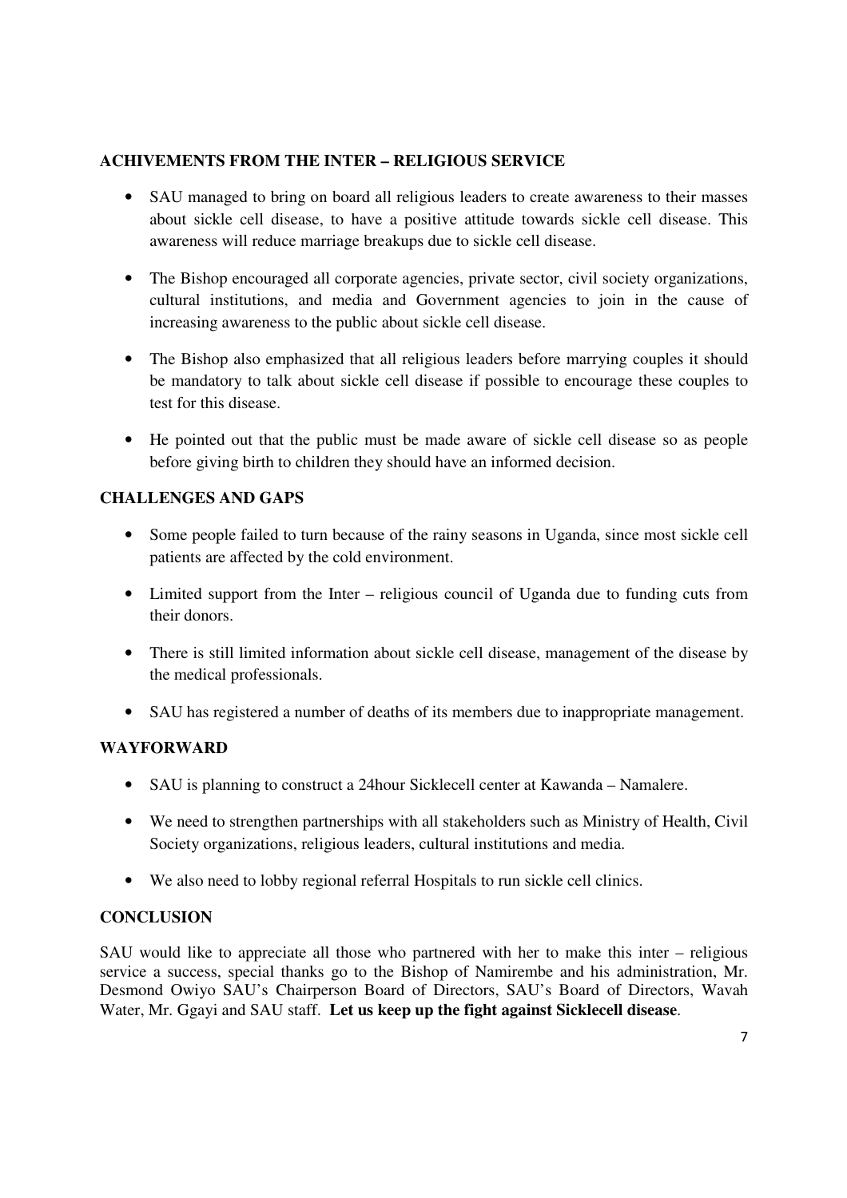## ACHIVEMENTS FROM THE INTER – RELIGIOUS SERVICE

- SAU managed to bring on board all religious leaders to create awareness to their masses about sickle cell disease, to have a positive attitude towards sickle cell disease. This awareness will reduce marriage breakups due to sickle cell disease.
- The Bishop encouraged all corporate agencies, private sector, civil society organizations, cultural institutions, and media and Government agencies to join in the cause of increasing awareness to the public about sickle cell disease.
- The Bishop also emphasized that all religious leaders before marrying couples it should be mandatory to talk about sickle cell disease if possible to encourage these couples to test for this disease.
- He pointed out that the public must be made aware of sickle cell disease so as people before giving birth to children they should have an informed decision.

## CHALLENGES AND GAPS

- Some people failed to turn because of the rainy seasons in Uganda, since most sickle cell patients are affected by the cold environment.
- Limited support from the Inter – religious council of Uganda due to funding cuts from their donors.
- There is still limited information about sickle cell disease, management of the disease by the medical professionals.
- SAU has registered a number of deaths of its members due to inappropriate management.

## WAYFORWARD

- SAU is planning to construct a 24hour Sicklecell center at Kawanda – Namalere.
- We need to strengthen partnerships with all stakeholders such as Ministry of Health, Civil Society organizations, religious leaders, cultural institutions and media.
- We also need to lobby regional referral Hospitals to run sickle cell clinics.

## CONCLUSION

SAU would like to appreciate all those who partnered with her to make this inter – religious service a success, special thanks go to the Bishop of Namirembe and his administration, Mr. Desmond Owiyo SAU's Chairperson Board of Directors, SAU's Board of Directors, Wavah Water, Mr. Ggayi and SAU staff. **Let us keep up the fight against Sicklecell disease**.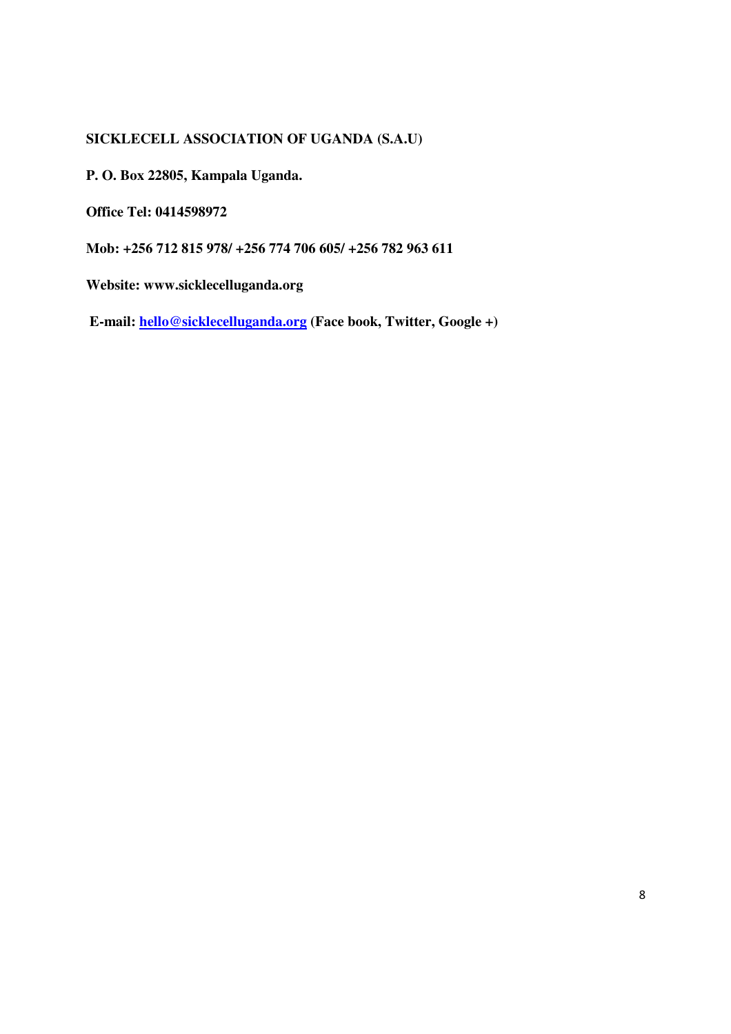**SICKLECELL ASSOCIATION OF UGANDA (S.A.U)**

**P. O. Box 22805, Kampala Uganda.**

**Office Tel: 0414598972**

**Mob: +256 712 815 978/ +256 774 706 605/ +256 782 963 611**

**Website: www.sicklecelluganda.org**

**E-mail: hello@sicklecelluganda.org (Face book, Twitter, Google +)**